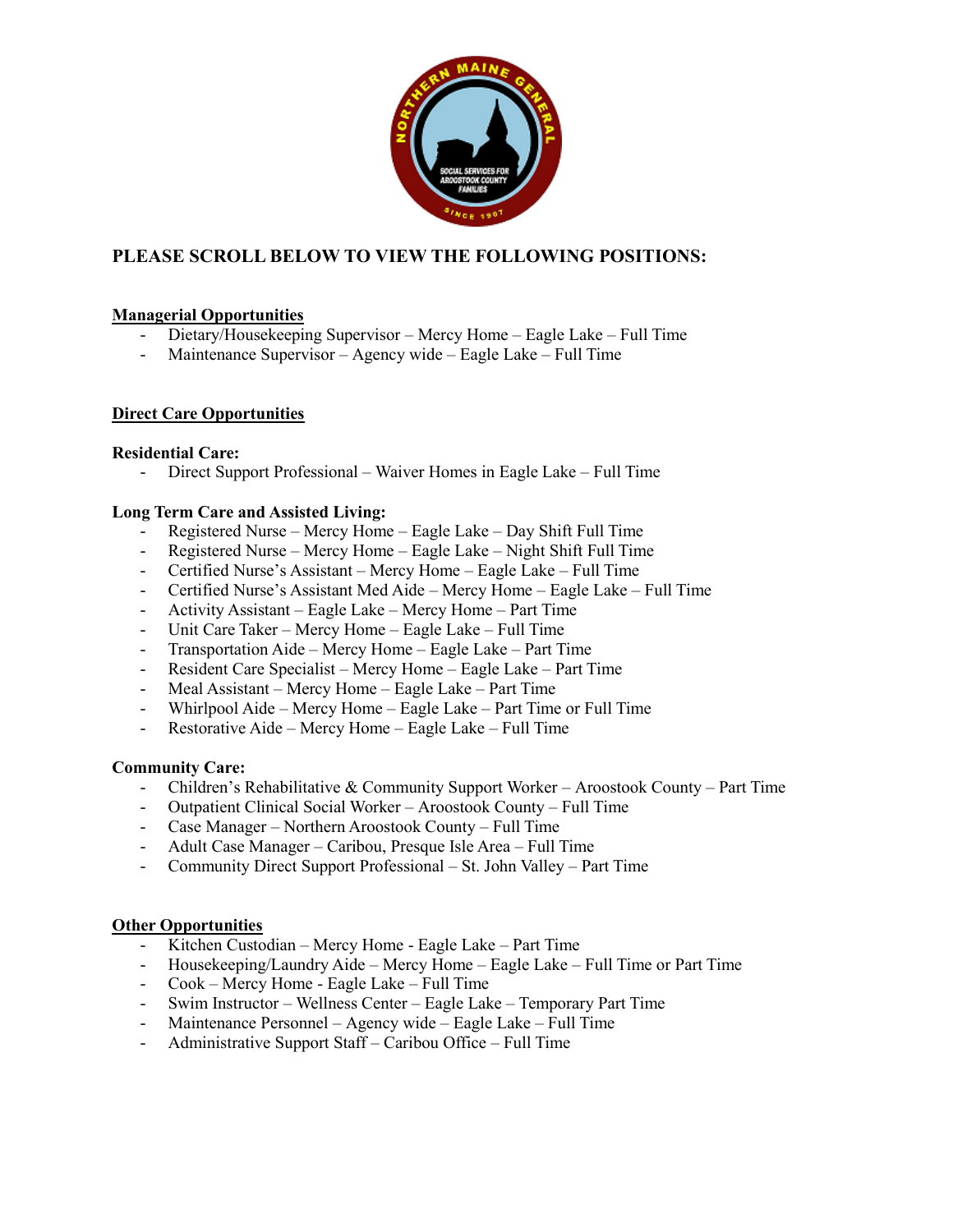**PLEASE SCROLL BELOW TO VIEW THE FOLLOWING POSITIONS:**

**Managerial Opportunities**

- Dietary/Housekeeping Supervisor – Mercy Home – Eagle Lake – Full Time
- Maintenance Supervisor – Agency wide – Eagle Lake – Full Time

**Direct Care Opportunities**

**Residential Care:**

- Direct Support Professional – Waiver Homes in Eagle Lake – Full Time

**Long Term Care and Assisted Living:**

- Registered Nurse – Mercy Home – Eagle Lake – Day Shift Full Time
- Registered Nurse – Mercy Home – Eagle Lake – Night Shift Full Time
- Certified Nurse's Assistant – Mercy Home – Eagle Lake – Full Time
- Certified Nurse's Assistant Med Aide – Mercy Home – Eagle Lake – Full Time
- Activity Assistant – Eagle Lake – Mercy Home – Part Time
- Unit Care Taker – Mercy Home – Eagle Lake – Full Time
- Transportation Aide – Mercy Home – Eagle Lake – Part Time
- Resident Care Specialist – Mercy Home – Eagle Lake – Part Time
- Meal Assistant – Mercy Home – Eagle Lake – Part Time
- Whirlpool Aide – Mercy Home – Eagle Lake – Part Time or Full Time
- Restorative Aide – Mercy Home – Eagle Lake – Full Time

**Community Care:**

- Children's Rehabilitative & Community Support Worker – Aroostook County – Part Time
- Outpatient Clinical Social Worker – Aroostook County – Full Time
- Case Manager – Northern Aroostook County – Full Time
- Adult Case Manager – Caribou, Presque Isle Area – Full Time
- Community Direct Support Professional – St. John Valley – Part Time

**Other Opportunities**

- Kitchen Custodian – Mercy Home - Eagle Lake – Part Time
- Housekeeping/Laundry Aide – Mercy Home – Eagle Lake – Full Time or Part Time
- Cook – Mercy Home - Eagle Lake – Full Time
- Swim Instructor – Wellness Center – Eagle Lake – Temporary Part Time
- Maintenance Personnel – Agency wide – Eagle Lake – Full Time
- Administrative Support Staff – Caribou Office – Full Time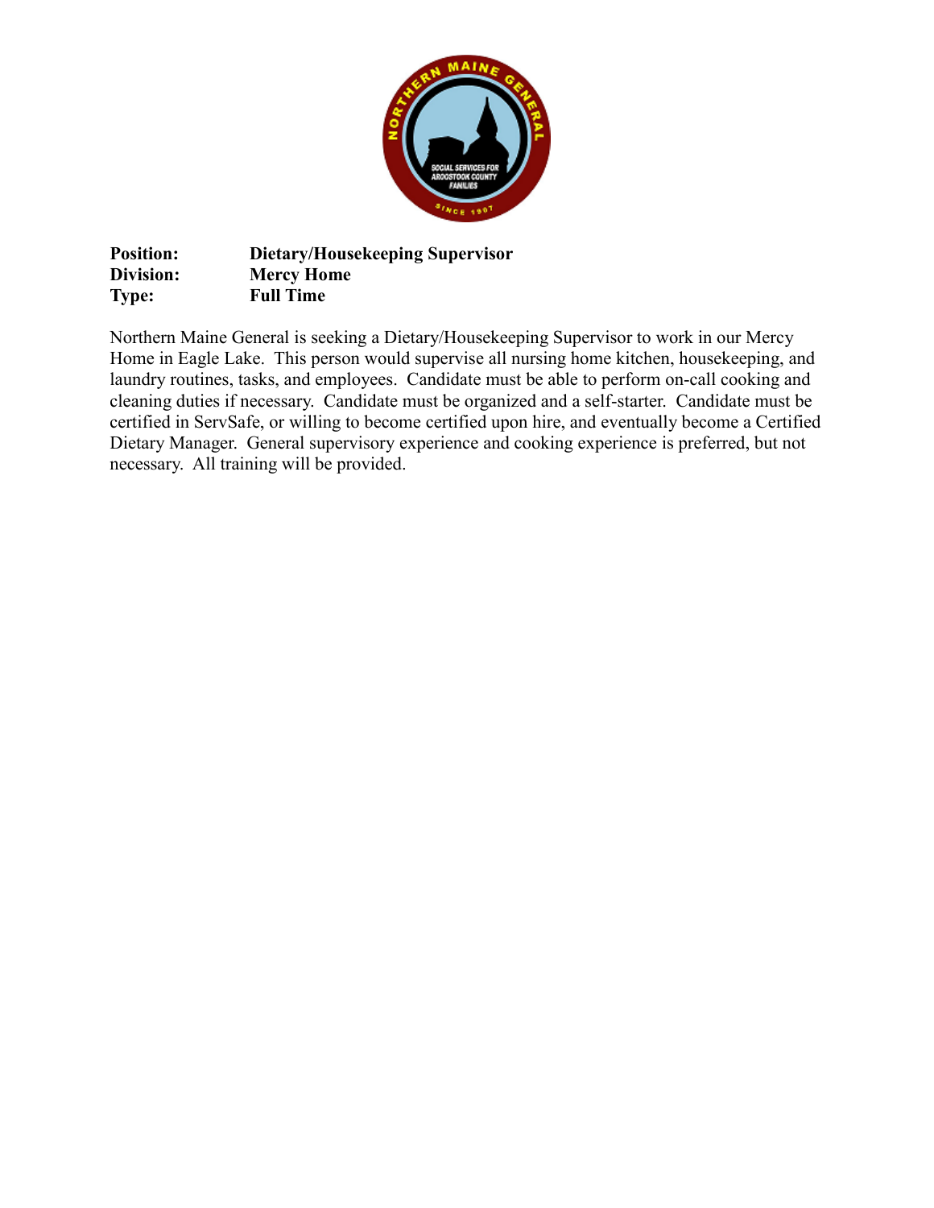**Position:** **Dietary/Housekeeping Supervisor**
**Division:** **Mercy Home**
**Type:** **Full Time**

Northern Maine General is seeking a Dietary/Housekeeping Supervisor to work in our Mercy Home in Eagle Lake. This person would supervise all nursing home kitchen, housekeeping, and laundry routines, tasks, and employees. Candidate must be able to perform on-call cooking and cleaning duties if necessary. Candidate must be organized and a self-starter. Candidate must be certified in ServSafe, or willing to become certified upon hire, and eventually become a Certified Dietary Manager. General supervisory experience and cooking experience is preferred, but not necessary. All training will be provided.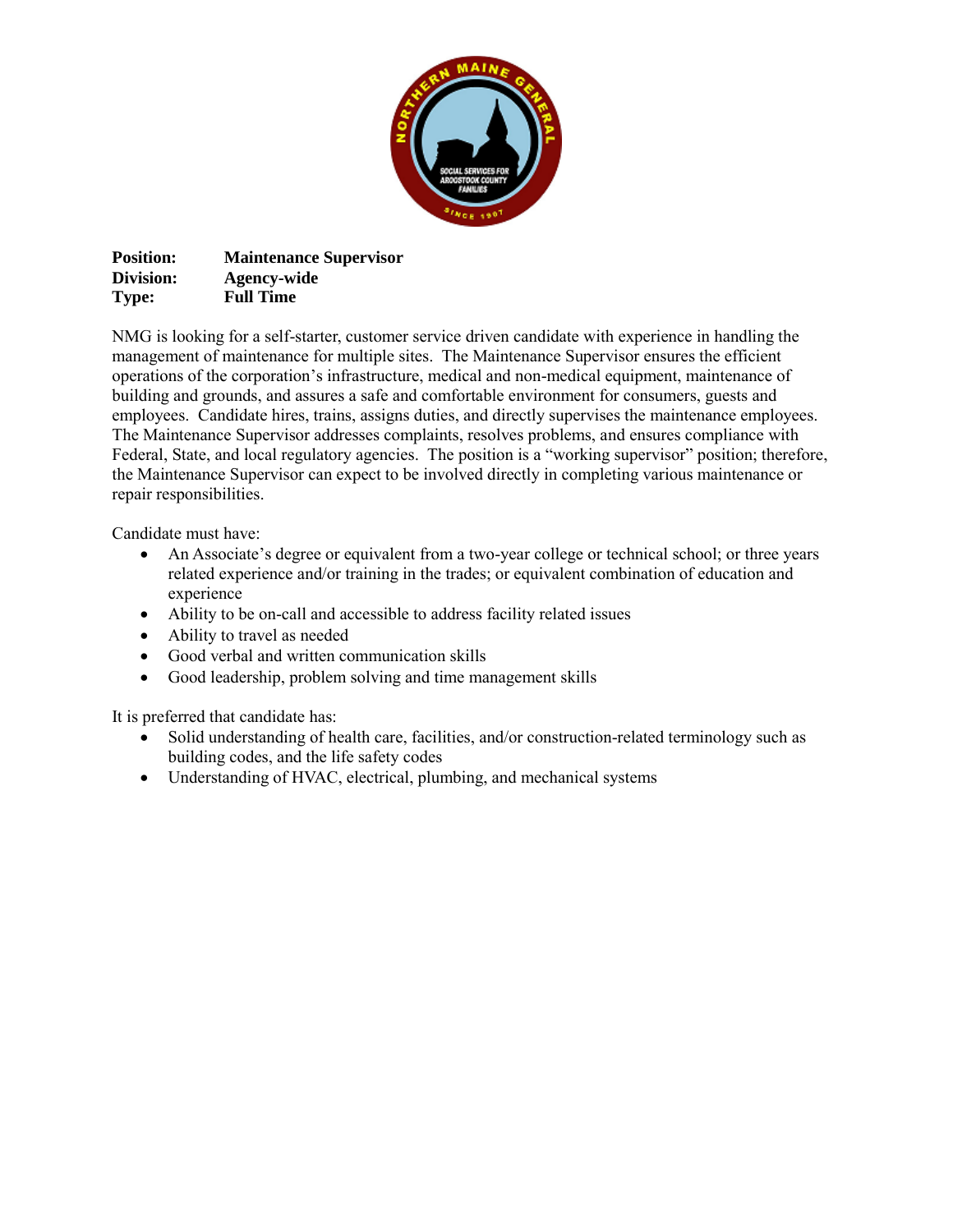**Position:** **Maintenance Supervisor**
**Division:** **Agency-wide**
**Type:** **Full Time**

NMG is looking for a self-starter, customer service driven candidate with experience in handling the management of maintenance for multiple sites. The Maintenance Supervisor ensures the efficient operations of the corporation's infrastructure, medical and non-medical equipment, maintenance of building and grounds, and assures a safe and comfortable environment for consumers, guests and employees. Candidate hires, trains, assigns duties, and directly supervises the maintenance employees. The Maintenance Supervisor addresses complaints, resolves problems, and ensures compliance with Federal, State, and local regulatory agencies. The position is a "working supervisor" position; therefore, the Maintenance Supervisor can expect to be involved directly in completing various maintenance or repair responsibilities.

Candidate must have:

- An Associate's degree or equivalent from a two-year college or technical school; or three years related experience and/or training in the trades; or equivalent combination of education and experience
- Ability to be on-call and accessible to address facility related issues
- Ability to travel as needed
- Good verbal and written communication skills
- Good leadership, problem solving and time management skills

It is preferred that candidate has:

- Solid understanding of health care, facilities, and/or construction-related terminology such as building codes, and the life safety codes
- Understanding of HVAC, electrical, plumbing, and mechanical systems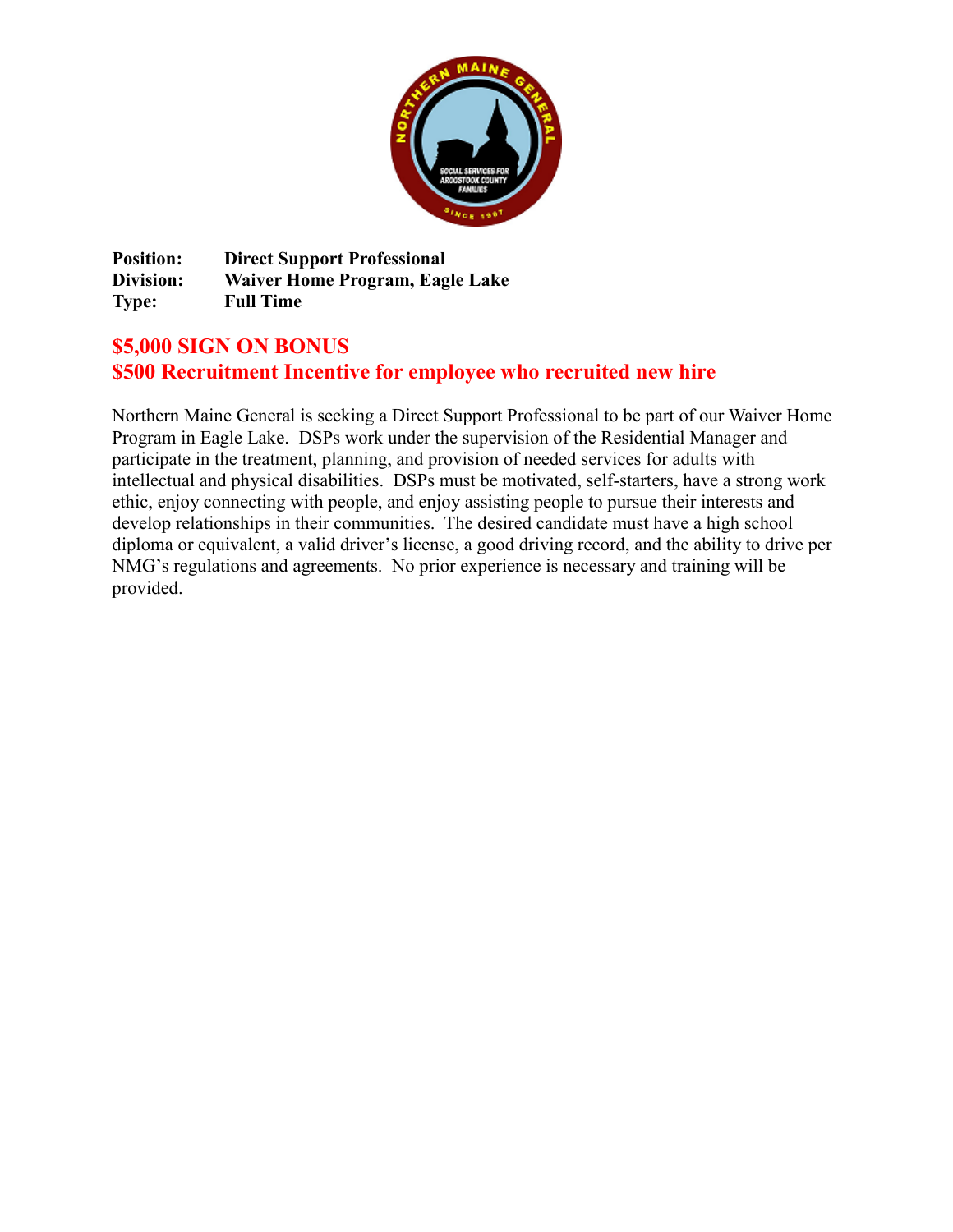**Position:** Direct Support Professional
**Division:** Waiver Home Program, Eagle Lake
**Type:** Full Time

## $5,000 SIGN ON BONUS
## $500 Recruitment Incentive for employee who recruited new hire

Northern Maine General is seeking a Direct Support Professional to be part of our Waiver Home Program in Eagle Lake. DSPs work under the supervision of the Residential Manager and participate in the treatment, planning, and provision of needed services for adults with intellectual and physical disabilities. DSPs must be motivated, self-starters, have a strong work ethic, enjoy connecting with people, and enjoy assisting people to pursue their interests and develop relationships in their communities. The desired candidate must have a high school diploma or equivalent, a valid driver's license, a good driving record, and the ability to drive per NMG's regulations and agreements. No prior experience is necessary and training will be provided.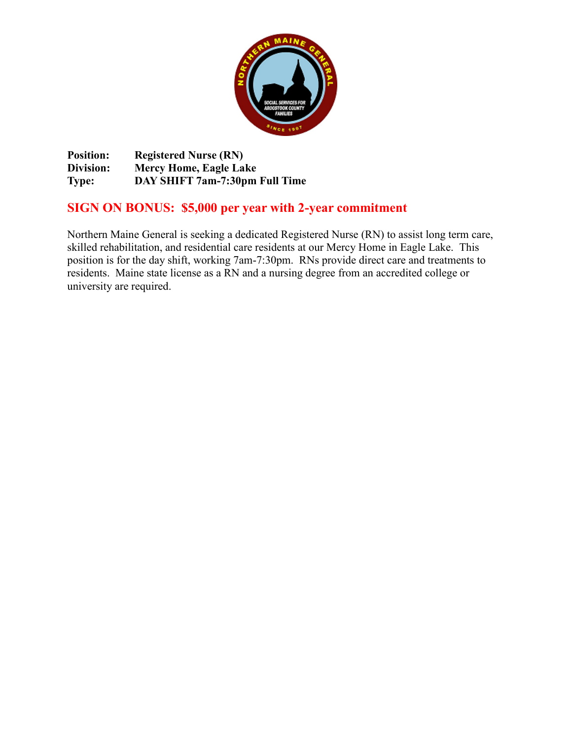**Position:** **Registered Nurse (RN)**
**Division:** **Mercy Home, Eagle Lake**
**Type:** **DAY SHIFT 7am-7:30pm Full Time**

## SIGN ON BONUS: $5,000 per year with 2-year commitment

Northern Maine General is seeking a dedicated Registered Nurse (RN) to assist long term care, skilled rehabilitation, and residential care residents at our Mercy Home in Eagle Lake. This position is for the day shift, working 7am-7:30pm. RNs provide direct care and treatments to residents. Maine state license as a RN and a nursing degree from an accredited college or university are required.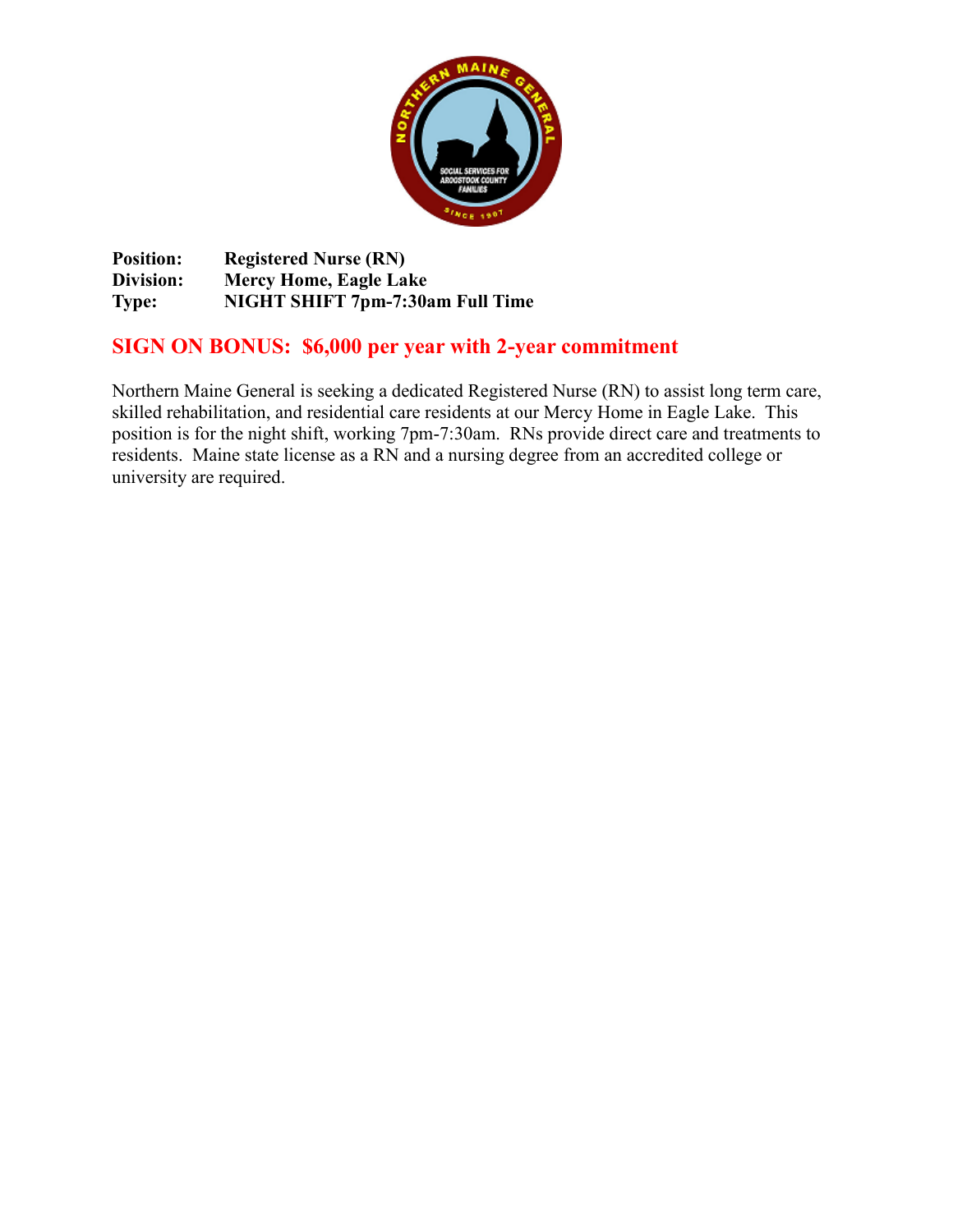**Position:** Registered Nurse (RN)
**Division:** Mercy Home, Eagle Lake
**Type:** NIGHT SHIFT 7pm-7:30am Full Time

## SIGN ON BONUS: $6,000 per year with 2-year commitment

Northern Maine General is seeking a dedicated Registered Nurse (RN) to assist long term care, skilled rehabilitation, and residential care residents at our Mercy Home in Eagle Lake. This position is for the night shift, working 7pm-7:30am. RNs provide direct care and treatments to residents. Maine state license as a RN and a nursing degree from an accredited college or university are required.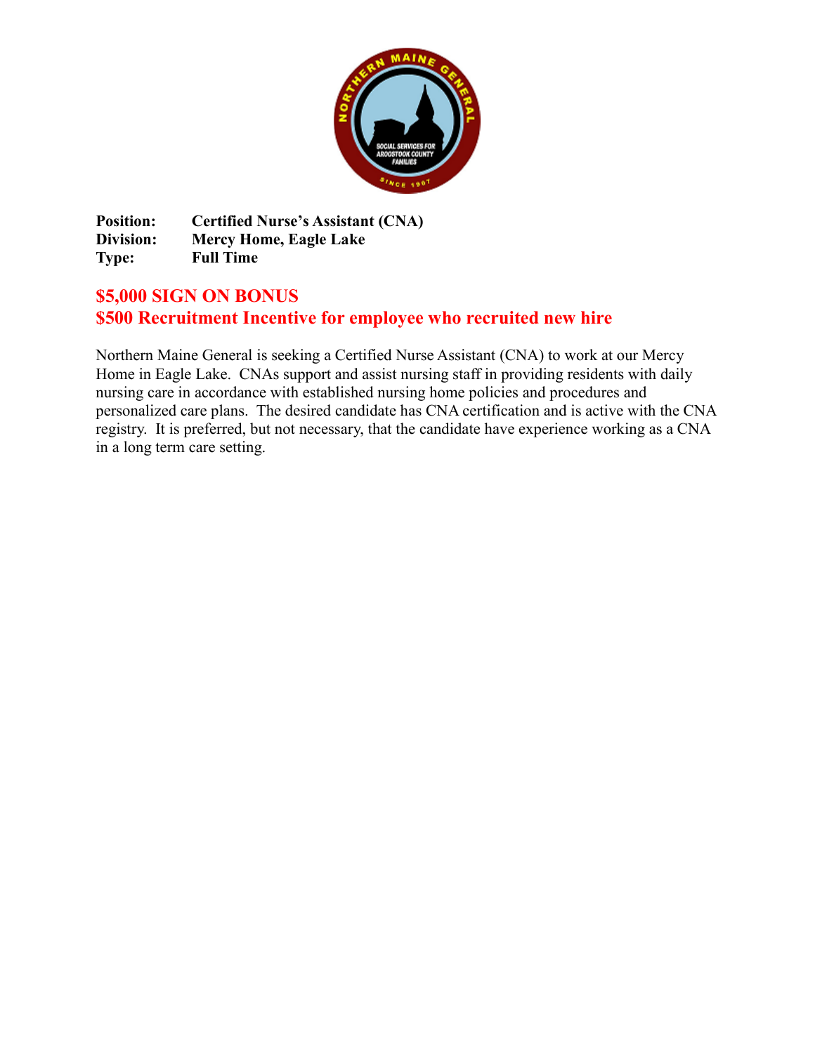**Position:** **Certified Nurse's Assistant (CNA)**
**Division:** **Mercy Home, Eagle Lake**
**Type:** **Full Time**

## $5,000 SIGN ON BONUS
## $500 Recruitment Incentive for employee who recruited new hire

Northern Maine General is seeking a Certified Nurse Assistant (CNA) to work at our Mercy Home in Eagle Lake. CNAs support and assist nursing staff in providing residents with daily nursing care in accordance with established nursing home policies and procedures and personalized care plans. The desired candidate has CNA certification and is active with the CNA registry. It is preferred, but not necessary, that the candidate have experience working as a CNA in a long term care setting.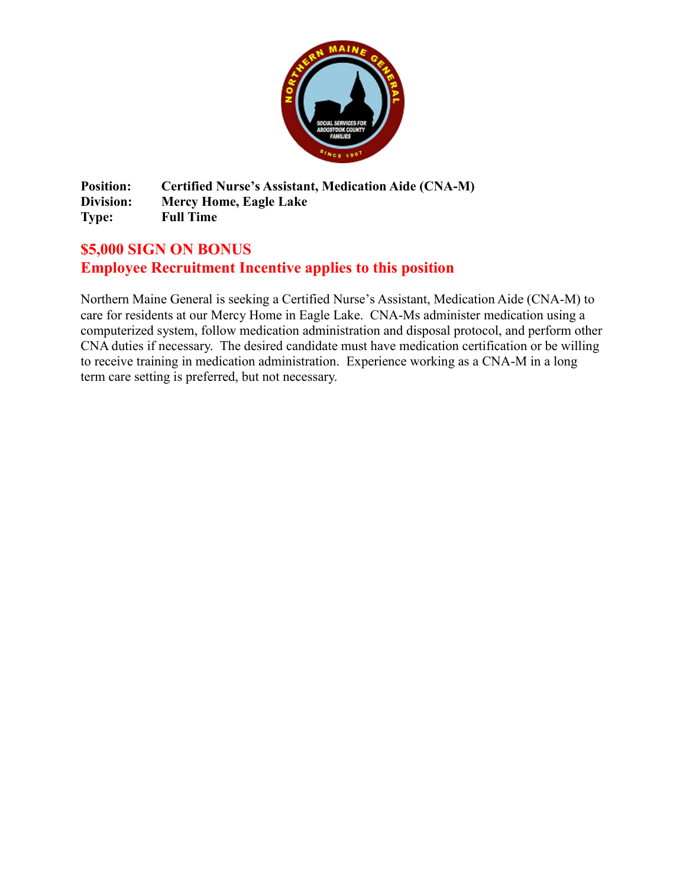**Position:** **Certified Nurse's Assistant, Medication Aide (CNA-M)**
**Division:** **Mercy Home, Eagle Lake**
**Type:** **Full Time**

## $5,000 SIGN ON BONUS
## Employee Recruitment Incentive applies to this position

Northern Maine General is seeking a Certified Nurse's Assistant, Medication Aide (CNA-M) to care for residents at our Mercy Home in Eagle Lake. CNA-Ms administer medication using a computerized system, follow medication administration and disposal protocol, and perform other CNA duties if necessary. The desired candidate must have medication certification or be willing to receive training in medication administration. Experience working as a CNA-M in a long term care setting is preferred, but not necessary.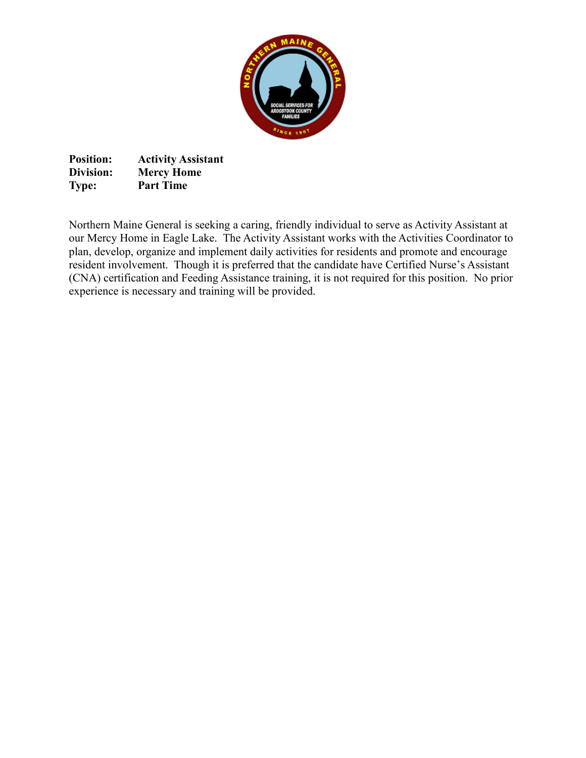**Position:** **Activity Assistant**
**Division:** **Mercy Home**
**Type:** **Part Time**

Northern Maine General is seeking a caring, friendly individual to serve as Activity Assistant at our Mercy Home in Eagle Lake. The Activity Assistant works with the Activities Coordinator to plan, develop, organize and implement daily activities for residents and promote and encourage resident involvement. Though it is preferred that the candidate have Certified Nurse's Assistant (CNA) certification and Feeding Assistance training, it is not required for this position. No prior experience is necessary and training will be provided.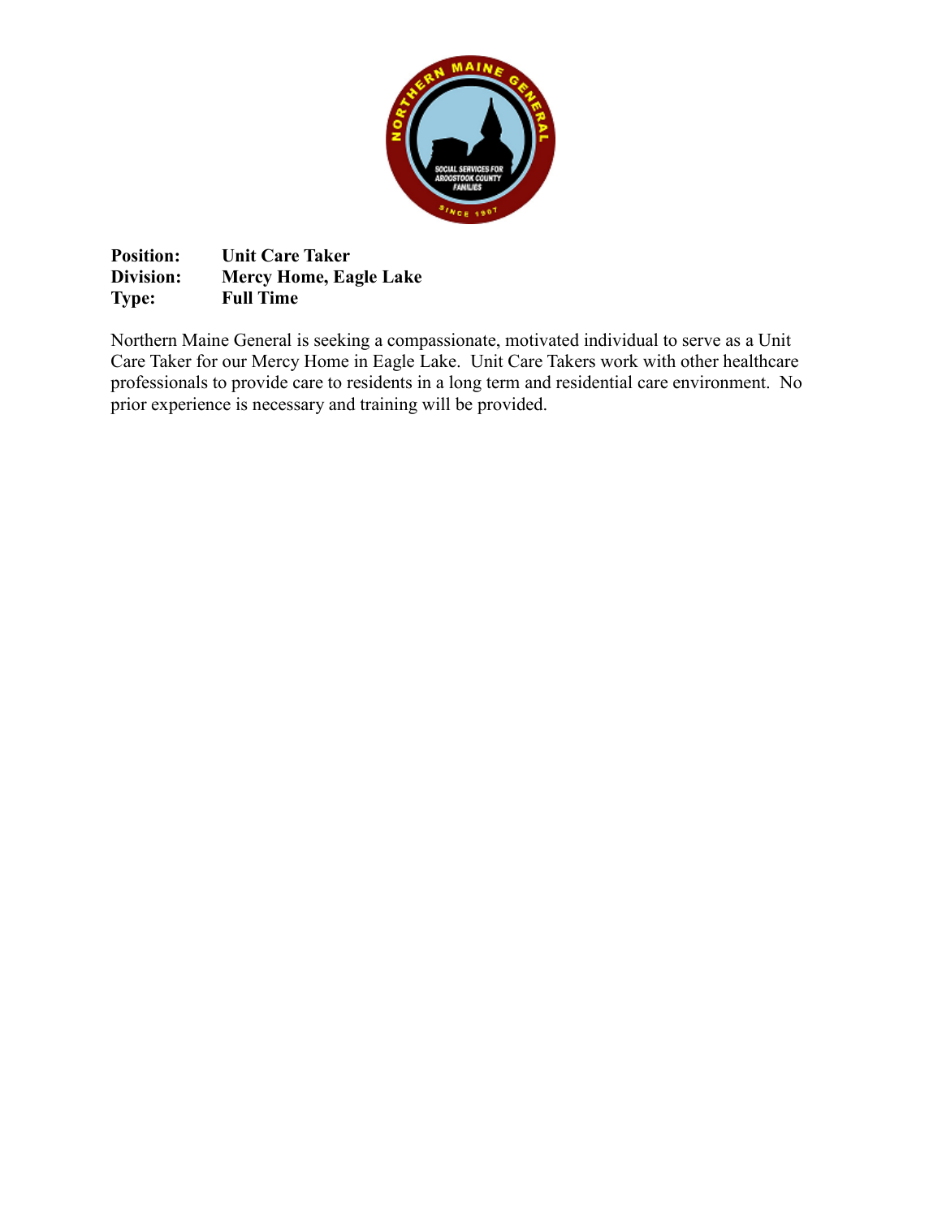**Position:** Unit Care Taker
**Division:** Mercy Home, Eagle Lake
**Type:** Full Time

Northern Maine General is seeking a compassionate, motivated individual to serve as a Unit Care Taker for our Mercy Home in Eagle Lake. Unit Care Takers work with other healthcare professionals to provide care to residents in a long term and residential care environment. No prior experience is necessary and training will be provided.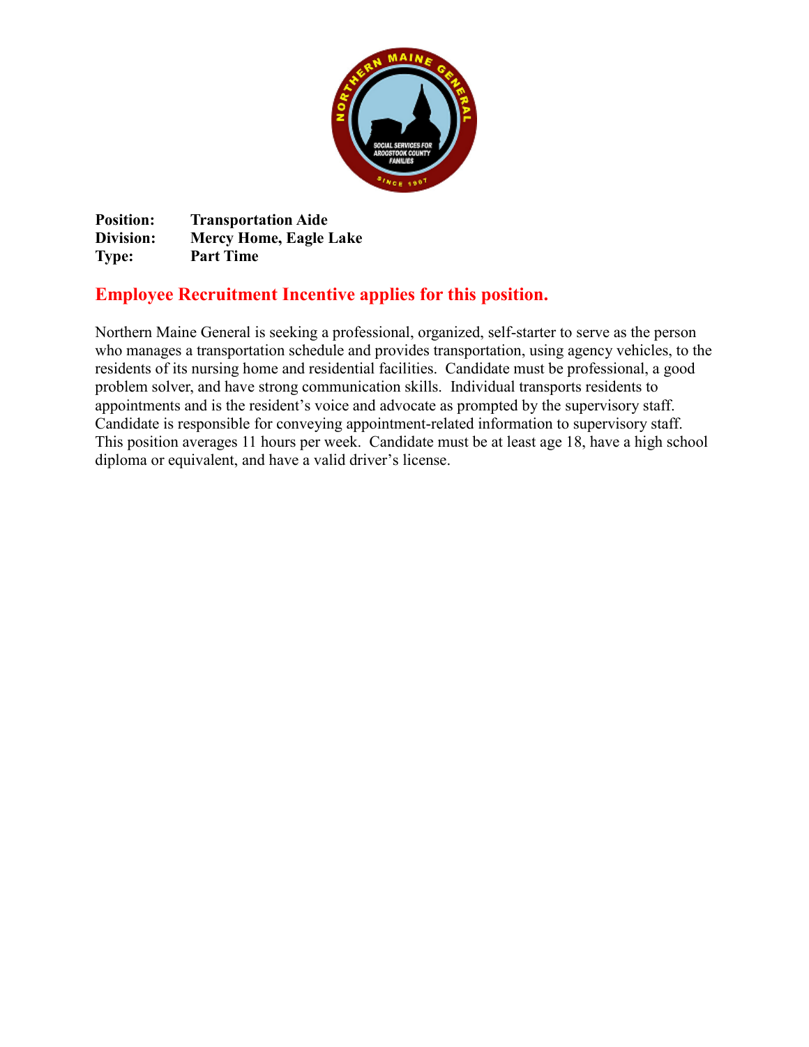**Position:** **Transportation Aide**
**Division:** **Mercy Home, Eagle Lake**
**Type:** **Part Time**

## Employee Recruitment Incentive applies for this position.

Northern Maine General is seeking a professional, organized, self-starter to serve as the person who manages a transportation schedule and provides transportation, using agency vehicles, to the residents of its nursing home and residential facilities. Candidate must be professional, a good problem solver, and have strong communication skills. Individual transports residents to appointments and is the resident's voice and advocate as prompted by the supervisory staff. Candidate is responsible for conveying appointment-related information to supervisory staff. This position averages 11 hours per week. Candidate must be at least age 18, have a high school diploma or equivalent, and have a valid driver's license.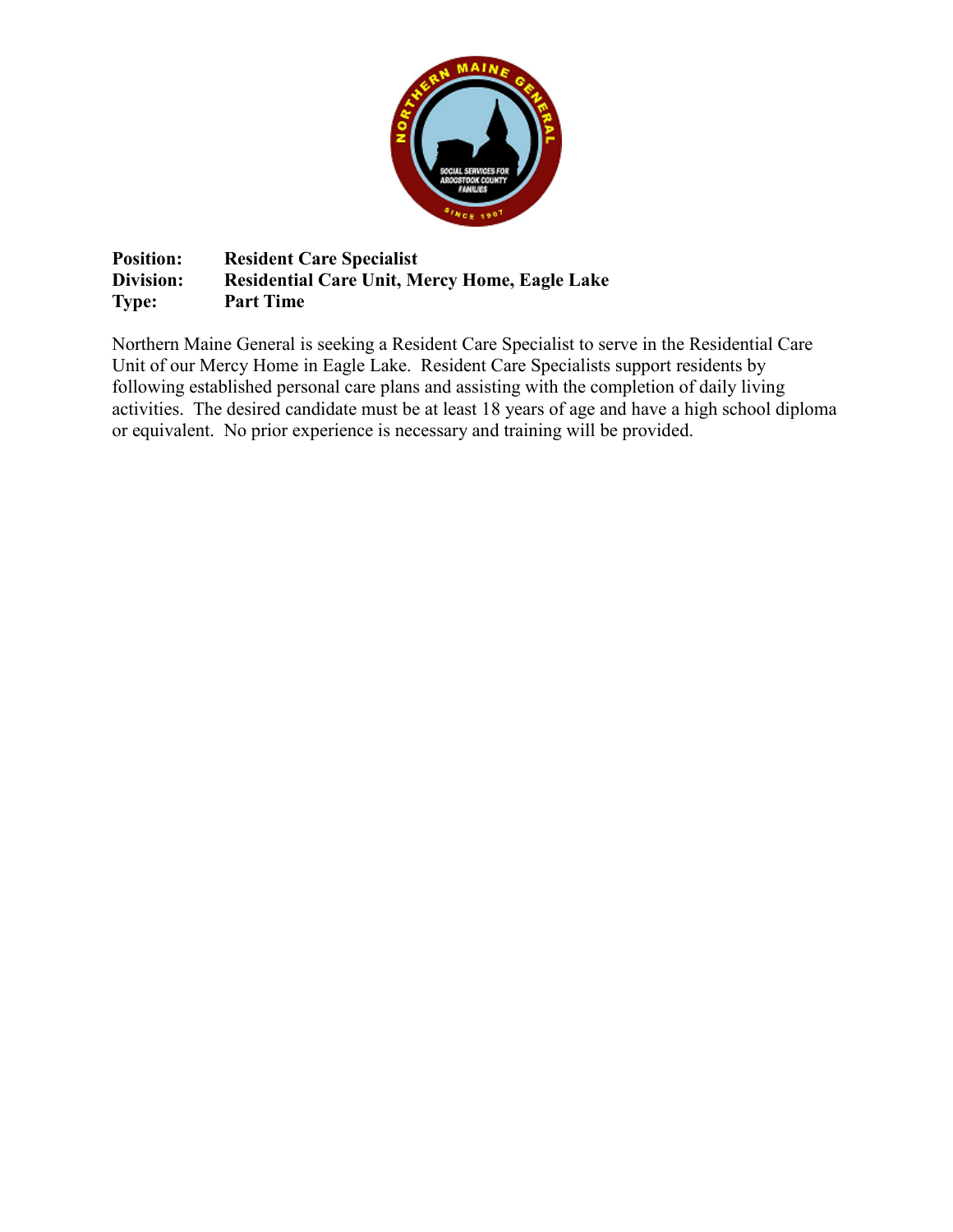**Position:** **Resident Care Specialist**
**Division:** **Residential Care Unit, Mercy Home, Eagle Lake**
**Type:** **Part Time**

Northern Maine General is seeking a Resident Care Specialist to serve in the Residential Care Unit of our Mercy Home in Eagle Lake. Resident Care Specialists support residents by following established personal care plans and assisting with the completion of daily living activities. The desired candidate must be at least 18 years of age and have a high school diploma or equivalent. No prior experience is necessary and training will be provided.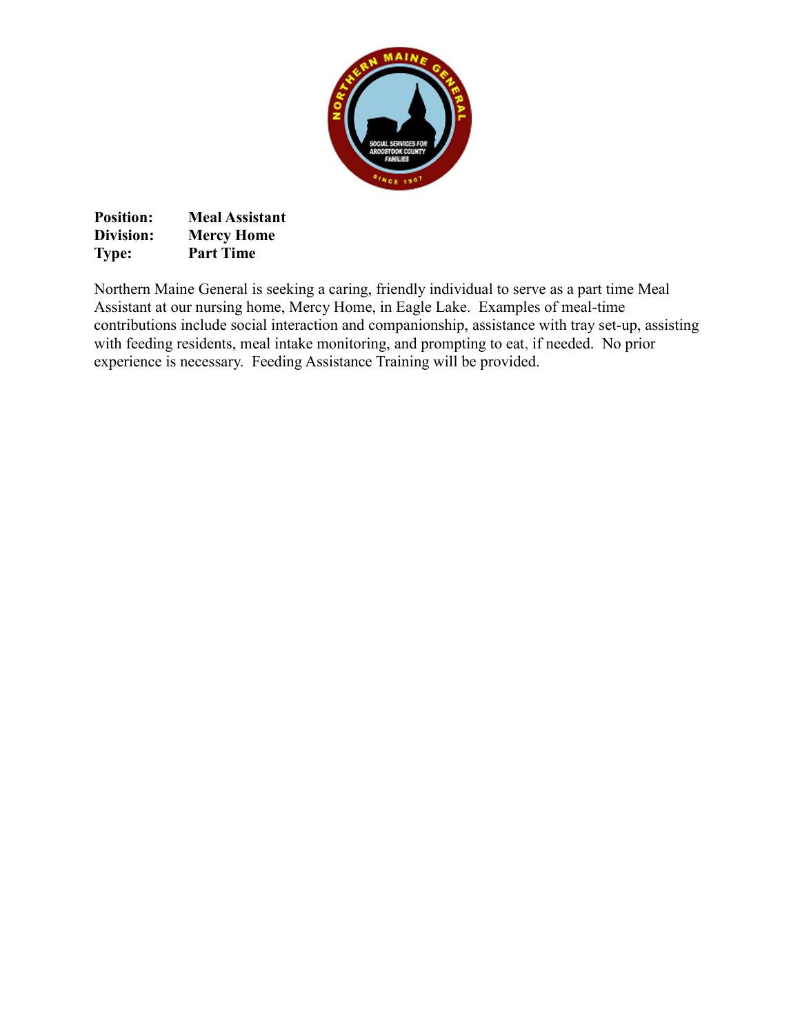**Position:** **Meal Assistant**
**Division:** **Mercy Home**
**Type:** **Part Time**

Northern Maine General is seeking a caring, friendly individual to serve as a part time Meal Assistant at our nursing home, Mercy Home, in Eagle Lake. Examples of meal-time contributions include social interaction and companionship, assistance with tray set-up, assisting with feeding residents, meal intake monitoring, and prompting to eat, if needed. No prior experience is necessary. Feeding Assistance Training will be provided.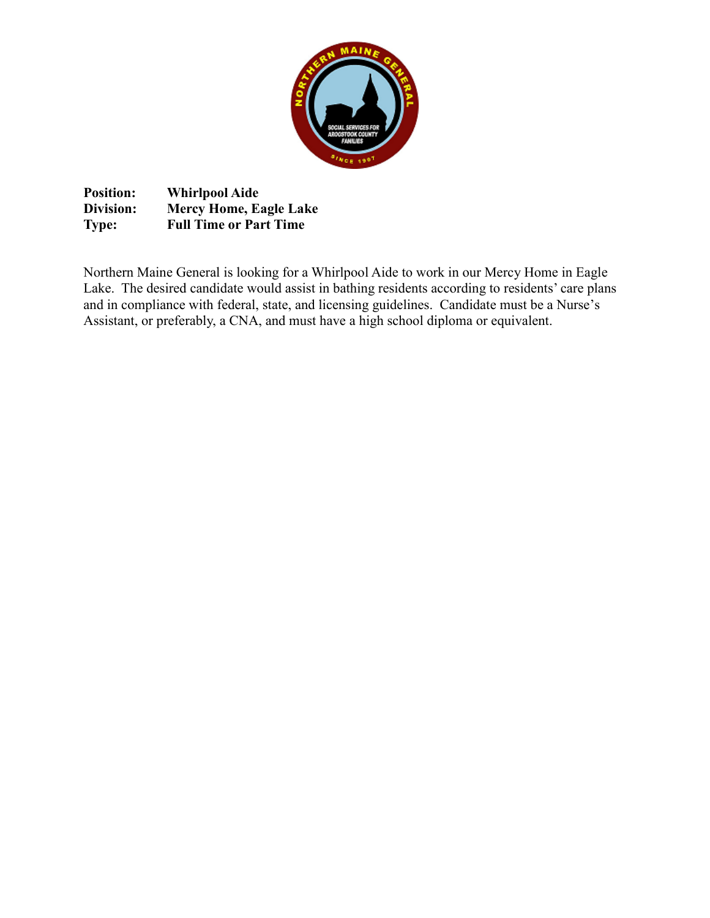**Position:** **Whirlpool Aide**
**Division:** **Mercy Home, Eagle Lake**
**Type:** **Full Time or Part Time**

Northern Maine General is looking for a Whirlpool Aide to work in our Mercy Home in Eagle Lake. The desired candidate would assist in bathing residents according to residents' care plans and in compliance with federal, state, and licensing guidelines. Candidate must be a Nurse's Assistant, or preferably, a CNA, and must have a high school diploma or equivalent.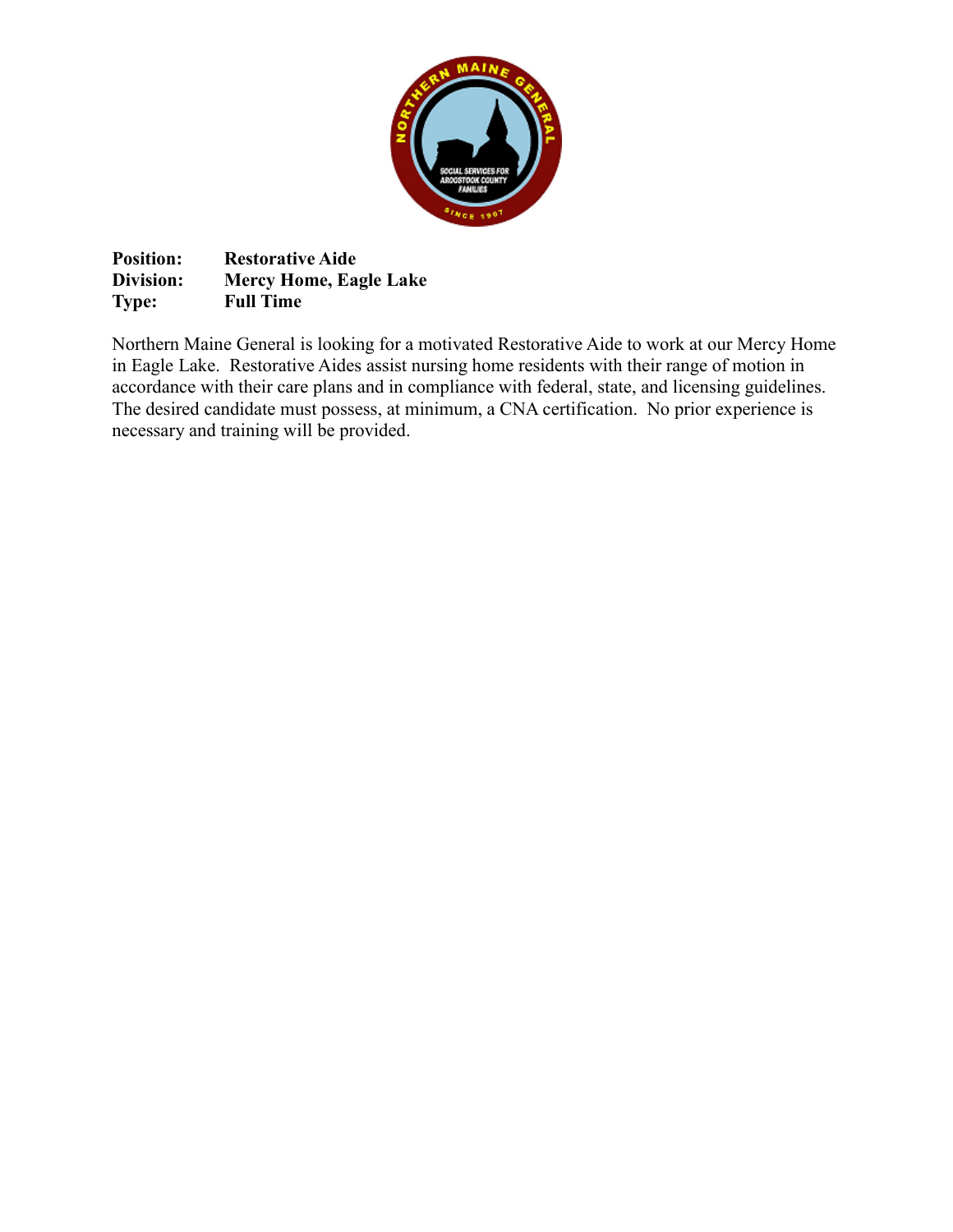**Position:** **Restorative Aide**
**Division:** **Mercy Home, Eagle Lake**
**Type:** **Full Time**

Northern Maine General is looking for a motivated Restorative Aide to work at our Mercy Home in Eagle Lake. Restorative Aides assist nursing home residents with their range of motion in accordance with their care plans and in compliance with federal, state, and licensing guidelines. The desired candidate must possess, at minimum, a CNA certification. No prior experience is necessary and training will be provided.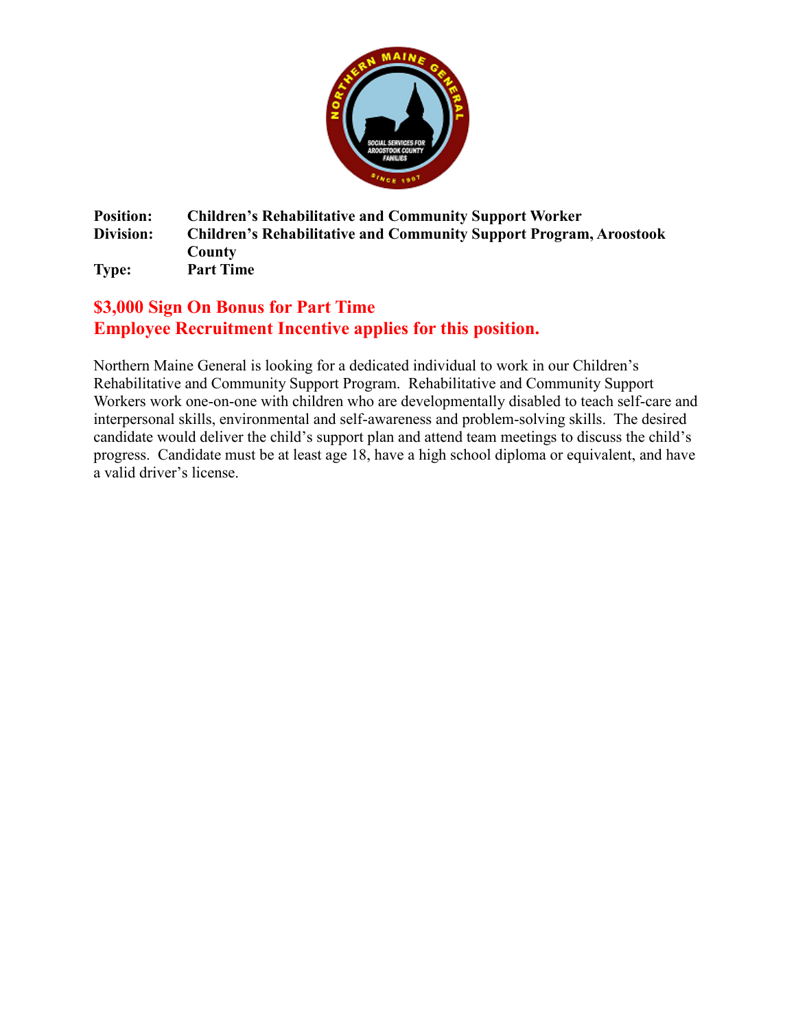**Position:** **Children's Rehabilitative and Community Support Worker**
**Division:** **Children's Rehabilitative and Community Support Program, Aroostook County**
**Type:** **Part Time**

## $3,000 Sign On Bonus for Part Time
## Employee Recruitment Incentive applies for this position.

Northern Maine General is looking for a dedicated individual to work in our Children's Rehabilitative and Community Support Program. Rehabilitative and Community Support Workers work one-on-one with children who are developmentally disabled to teach self-care and interpersonal skills, environmental and self-awareness and problem-solving skills. The desired candidate would deliver the child's support plan and attend team meetings to discuss the child's progress. Candidate must be at least age 18, have a high school diploma or equivalent, and have a valid driver's license.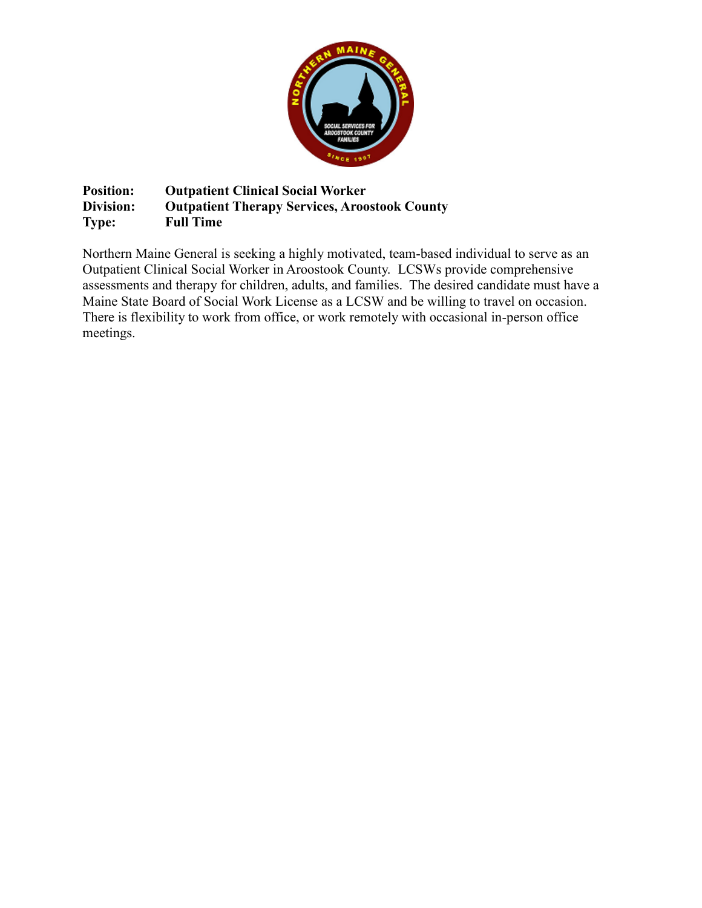**Position:** **Outpatient Clinical Social Worker**
**Division:** **Outpatient Therapy Services, Aroostook County**
**Type:** **Full Time**

Northern Maine General is seeking a highly motivated, team-based individual to serve as an Outpatient Clinical Social Worker in Aroostook County. LCSWs provide comprehensive assessments and therapy for children, adults, and families. The desired candidate must have a Maine State Board of Social Work License as a LCSW and be willing to travel on occasion. There is flexibility to work from office, or work remotely with occasional in-person office meetings.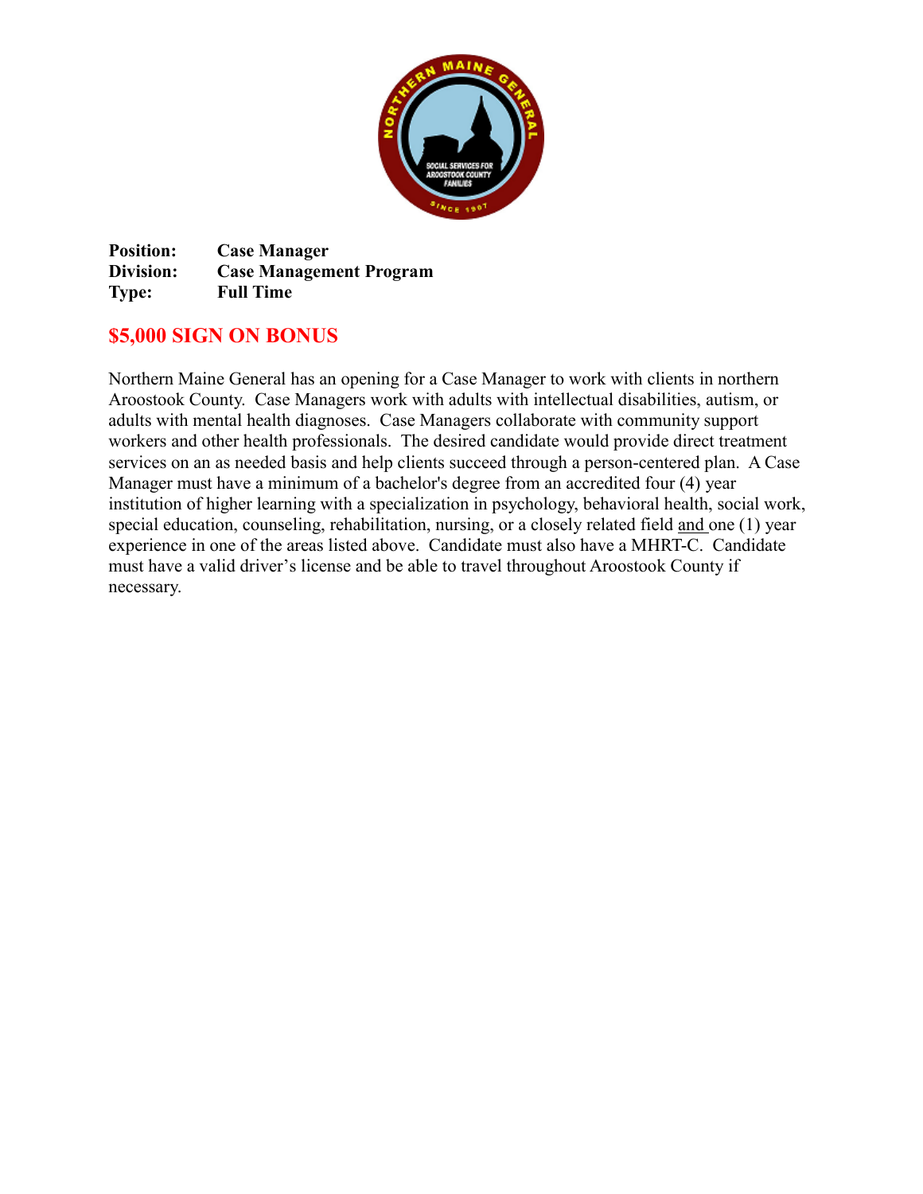**Position:** Case Manager
**Division:** Case Management Program
**Type:** Full Time

## $5,000 SIGN ON BONUS

Northern Maine General has an opening for a Case Manager to work with clients in northern Aroostook County. Case Managers work with adults with intellectual disabilities, autism, or adults with mental health diagnoses. Case Managers collaborate with community support workers and other health professionals. The desired candidate would provide direct treatment services on an as needed basis and help clients succeed through a person-centered plan. A Case Manager must have a minimum of a bachelor's degree from an accredited four (4) year institution of higher learning with a specialization in psychology, behavioral health, social work, special education, counseling, rehabilitation, nursing, or a closely related field and one (1) year experience in one of the areas listed above. Candidate must also have a MHRT-C. Candidate must have a valid driver's license and be able to travel throughout Aroostook County if necessary.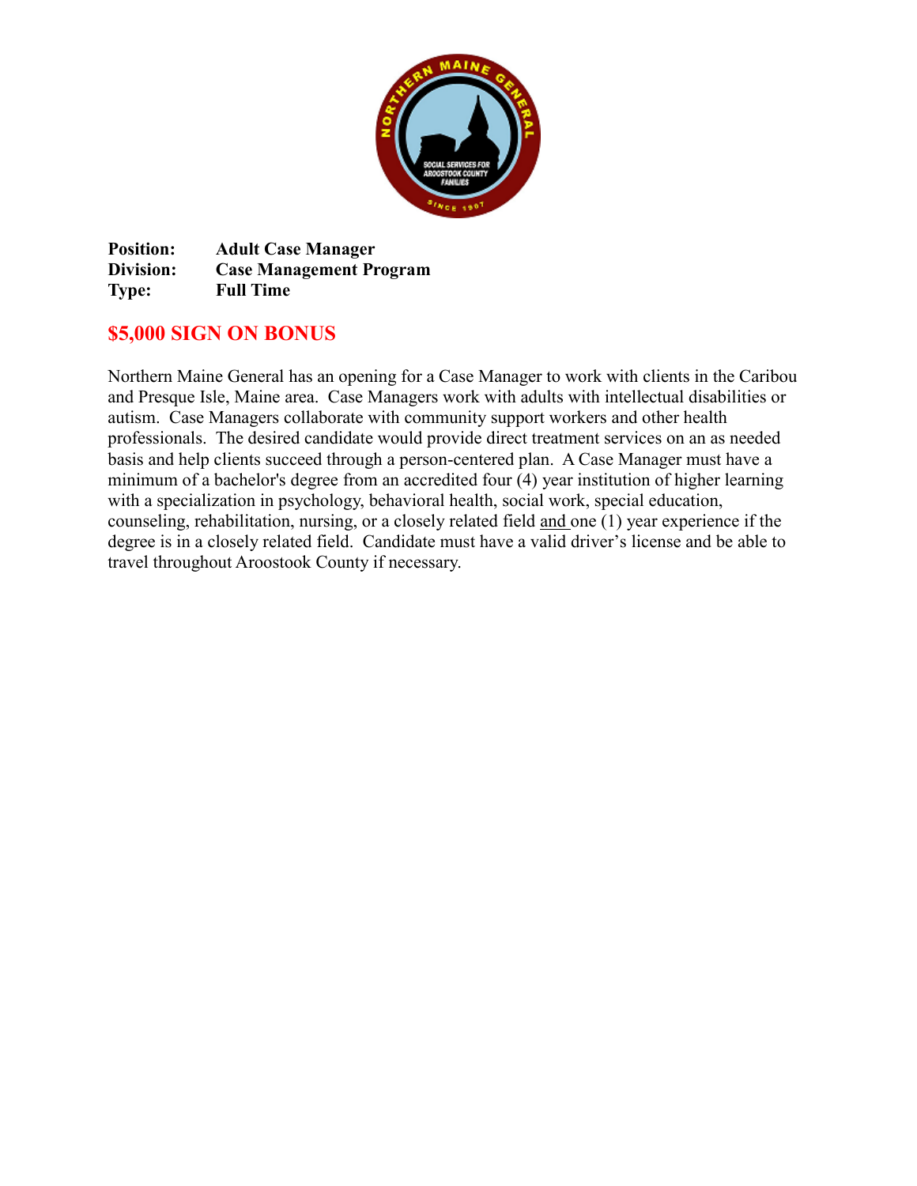**Position:** **Adult Case Manager**
**Division:** **Case Management Program**
**Type:** **Full Time**

## $5,000 SIGN ON BONUS

Northern Maine General has an opening for a Case Manager to work with clients in the Caribou and Presque Isle, Maine area. Case Managers work with adults with intellectual disabilities or autism. Case Managers collaborate with community support workers and other health professionals. The desired candidate would provide direct treatment services on an as needed basis and help clients succeed through a person-centered plan. A Case Manager must have a minimum of a bachelor's degree from an accredited four (4) year institution of higher learning with a specialization in psychology, behavioral health, social work, special education, counseling, rehabilitation, nursing, or a closely related field and one (1) year experience if the degree is in a closely related field. Candidate must have a valid driver's license and be able to travel throughout Aroostook County if necessary.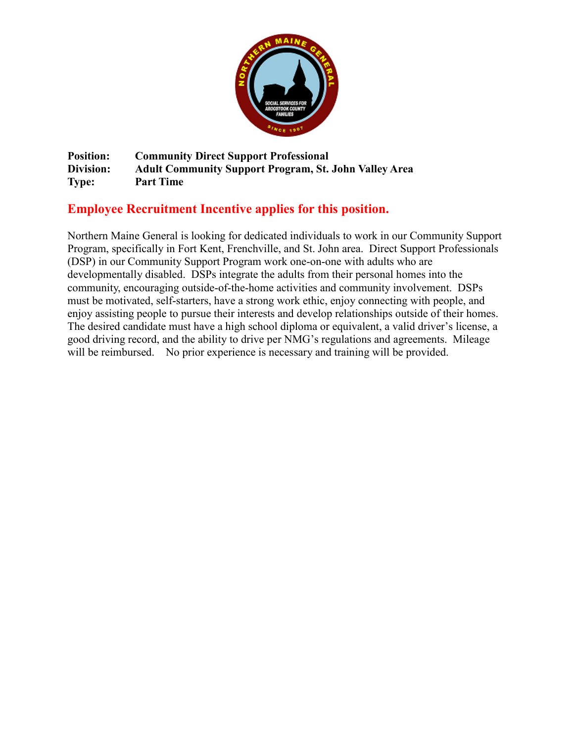**Position:** Community Direct Support Professional
**Division:** Adult Community Support Program, St. John Valley Area
**Type:** Part Time

**Employee Recruitment Incentive applies for this position.**

Northern Maine General is looking for dedicated individuals to work in our Community Support Program, specifically in Fort Kent, Frenchville, and St. John area. Direct Support Professionals (DSP) in our Community Support Program work one-on-one with adults who are developmentally disabled. DSPs integrate the adults from their personal homes into the community, encouraging outside-of-the-home activities and community involvement. DSPs must be motivated, self-starters, have a strong work ethic, enjoy connecting with people, and enjoy assisting people to pursue their interests and develop relationships outside of their homes. The desired candidate must have a high school diploma or equivalent, a valid driver's license, a good driving record, and the ability to drive per NMG's regulations and agreements. Mileage will be reimbursed. No prior experience is necessary and training will be provided.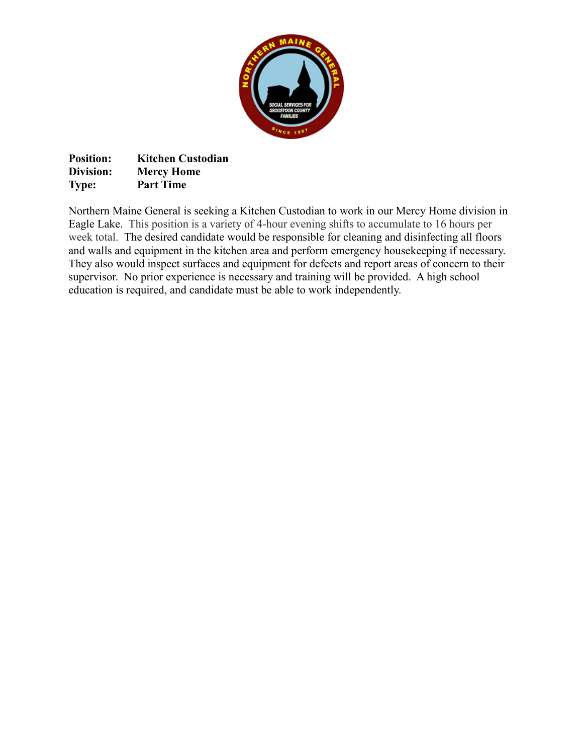**Position:** Kitchen Custodian
**Division:** Mercy Home
**Type:** Part Time

Northern Maine General is seeking a Kitchen Custodian to work in our Mercy Home division in Eagle Lake. This position is a variety of 4-hour evening shifts to accumulate to 16 hours per week total. The desired candidate would be responsible for cleaning and disinfecting all floors and walls and equipment in the kitchen area and perform emergency housekeeping if necessary. They also would inspect surfaces and equipment for defects and report areas of concern to their supervisor. No prior experience is necessary and training will be provided. A high school education is required, and candidate must be able to work independently.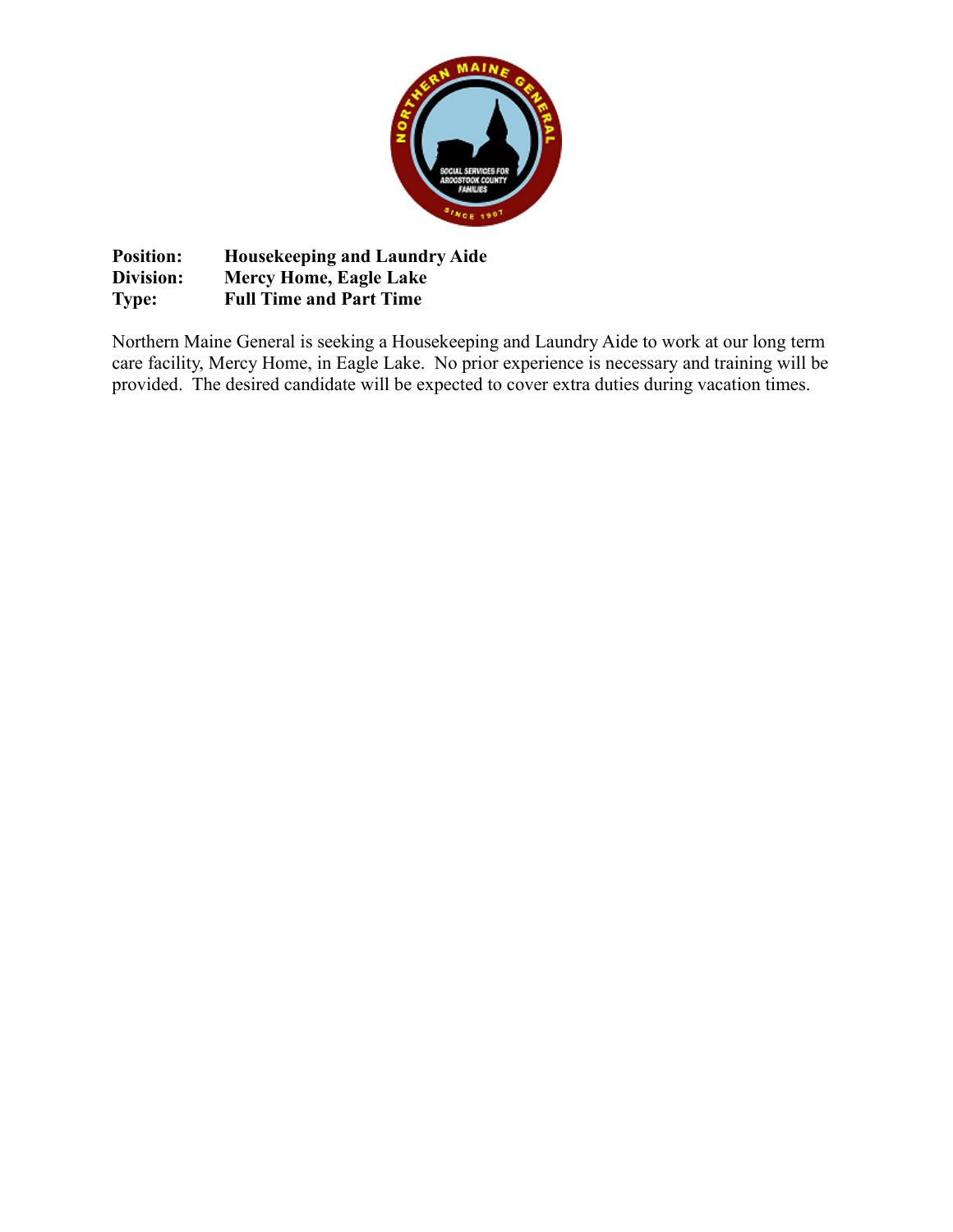**Position:** Housekeeping and Laundry Aide
**Division:** Mercy Home, Eagle Lake
**Type:** Full Time and Part Time

Northern Maine General is seeking a Housekeeping and Laundry Aide to work at our long term care facility, Mercy Home, in Eagle Lake. No prior experience is necessary and training will be provided. The desired candidate will be expected to cover extra duties during vacation times.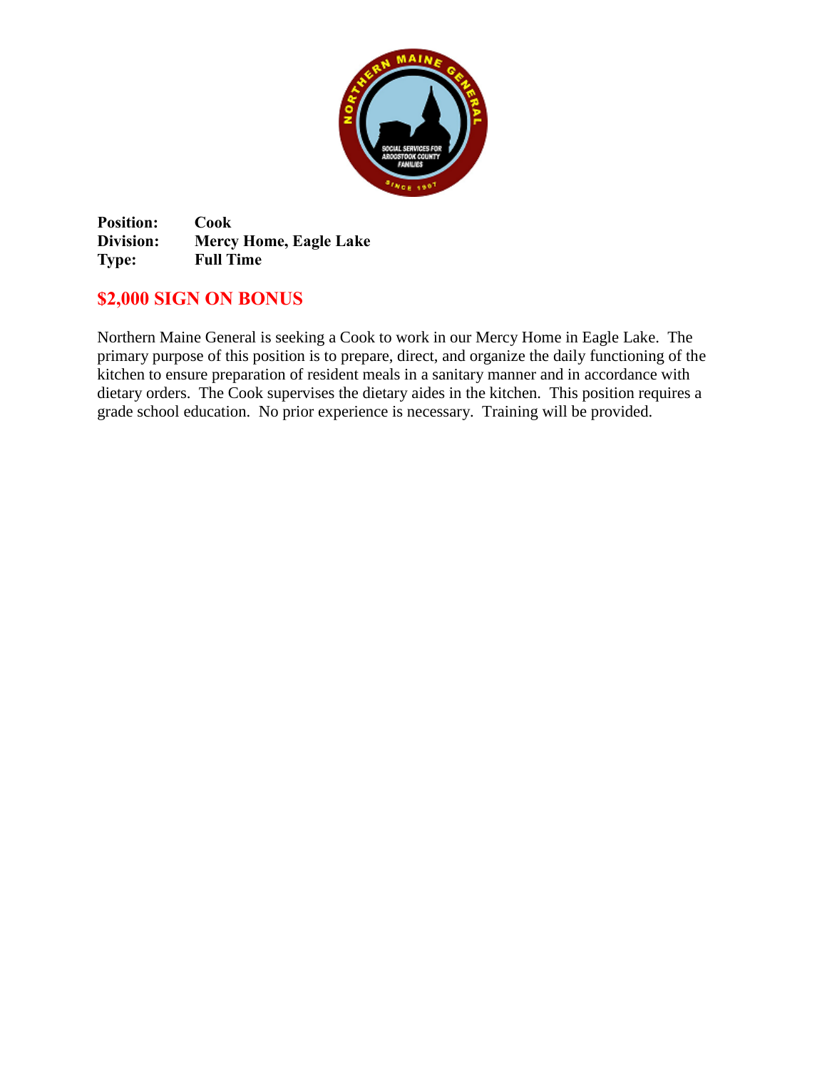**Position:** Cook
**Division:** Mercy Home, Eagle Lake
**Type:** Full Time

## $2,000 SIGN ON BONUS

Northern Maine General is seeking a Cook to work in our Mercy Home in Eagle Lake. The primary purpose of this position is to prepare, direct, and organize the daily functioning of the kitchen to ensure preparation of resident meals in a sanitary manner and in accordance with dietary orders. The Cook supervises the dietary aides in the kitchen. This position requires a grade school education. No prior experience is necessary. Training will be provided.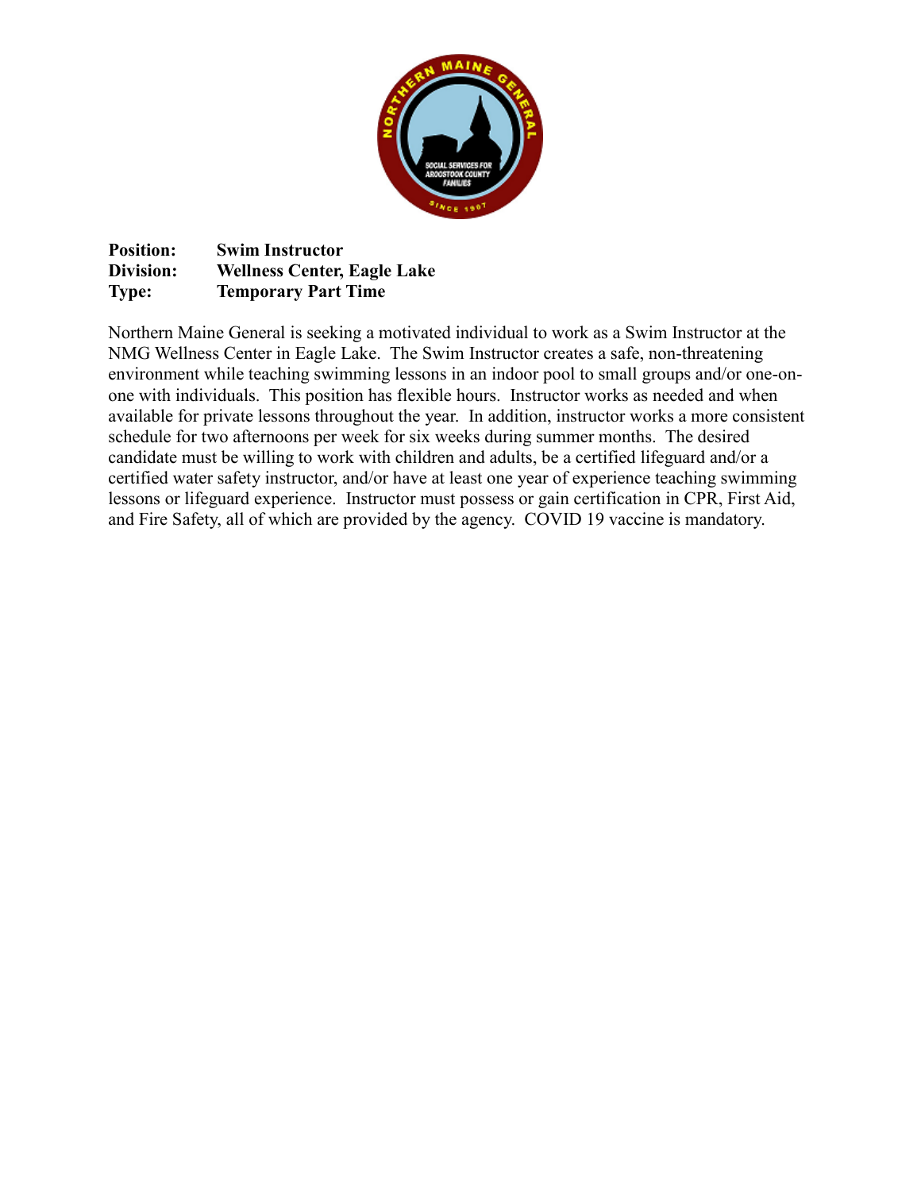**Position:** **Swim Instructor**
**Division:** **Wellness Center, Eagle Lake**
**Type:** **Temporary Part Time**

Northern Maine General is seeking a motivated individual to work as a Swim Instructor at the NMG Wellness Center in Eagle Lake. The Swim Instructor creates a safe, non-threatening environment while teaching swimming lessons in an indoor pool to small groups and/or one-on-one with individuals. This position has flexible hours. Instructor works as needed and when available for private lessons throughout the year. In addition, instructor works a more consistent schedule for two afternoons per week for six weeks during summer months. The desired candidate must be willing to work with children and adults, be a certified lifeguard and/or a certified water safety instructor, and/or have at least one year of experience teaching swimming lessons or lifeguard experience. Instructor must possess or gain certification in CPR, First Aid, and Fire Safety, all of which are provided by the agency. COVID 19 vaccine is mandatory.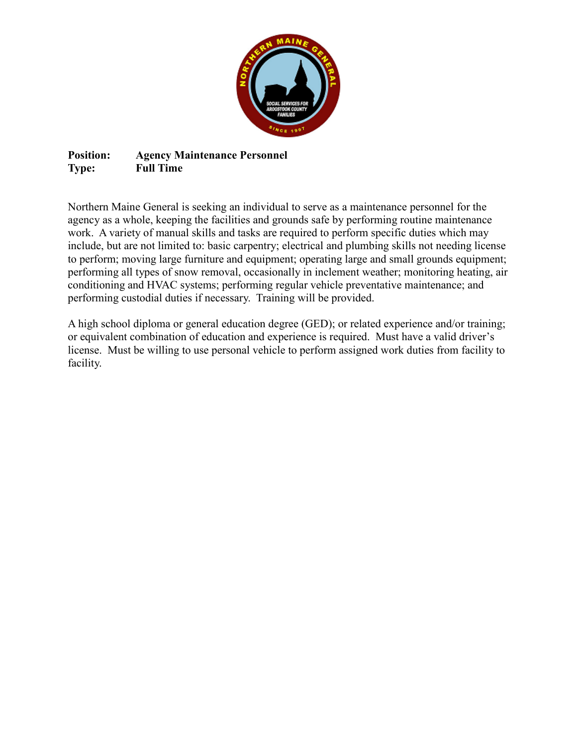**Position:** **Agency Maintenance Personnel**
**Type:** **Full Time**

Northern Maine General is seeking an individual to serve as a maintenance personnel for the agency as a whole, keeping the facilities and grounds safe by performing routine maintenance work. A variety of manual skills and tasks are required to perform specific duties which may include, but are not limited to: basic carpentry; electrical and plumbing skills not needing license to perform; moving large furniture and equipment; operating large and small grounds equipment; performing all types of snow removal, occasionally in inclement weather; monitoring heating, air conditioning and HVAC systems; performing regular vehicle preventative maintenance; and performing custodial duties if necessary. Training will be provided.

A high school diploma or general education degree (GED); or related experience and/or training; or equivalent combination of education and experience is required. Must have a valid driver's license. Must be willing to use personal vehicle to perform assigned work duties from facility to facility.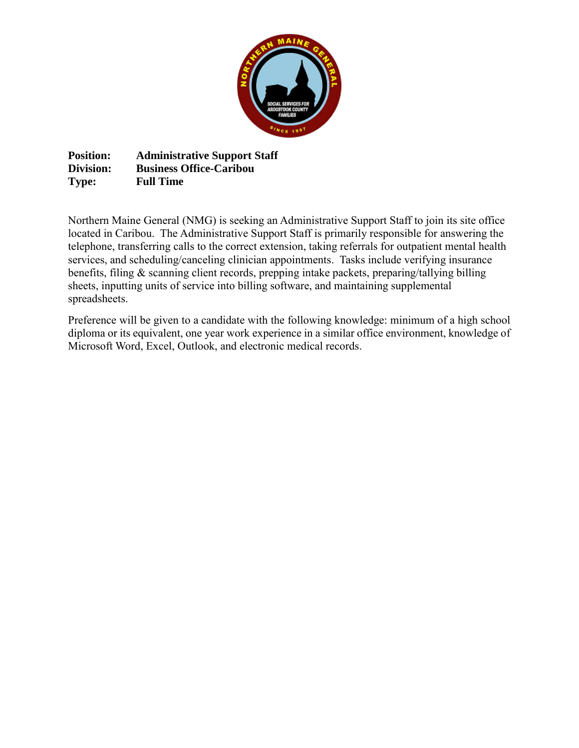**Position:** Administrative Support Staff
**Division:** Business Office-Caribou
**Type:** Full Time

Northern Maine General (NMG) is seeking an Administrative Support Staff to join its site office located in Caribou. The Administrative Support Staff is primarily responsible for answering the telephone, transferring calls to the correct extension, taking referrals for outpatient mental health services, and scheduling/canceling clinician appointments. Tasks include verifying insurance benefits, filing & scanning client records, prepping intake packets, preparing/tallying billing sheets, inputting units of service into billing software, and maintaining supplemental spreadsheets.

Preference will be given to a candidate with the following knowledge: minimum of a high school diploma or its equivalent, one year work experience in a similar office environment, knowledge of Microsoft Word, Excel, Outlook, and electronic medical records.